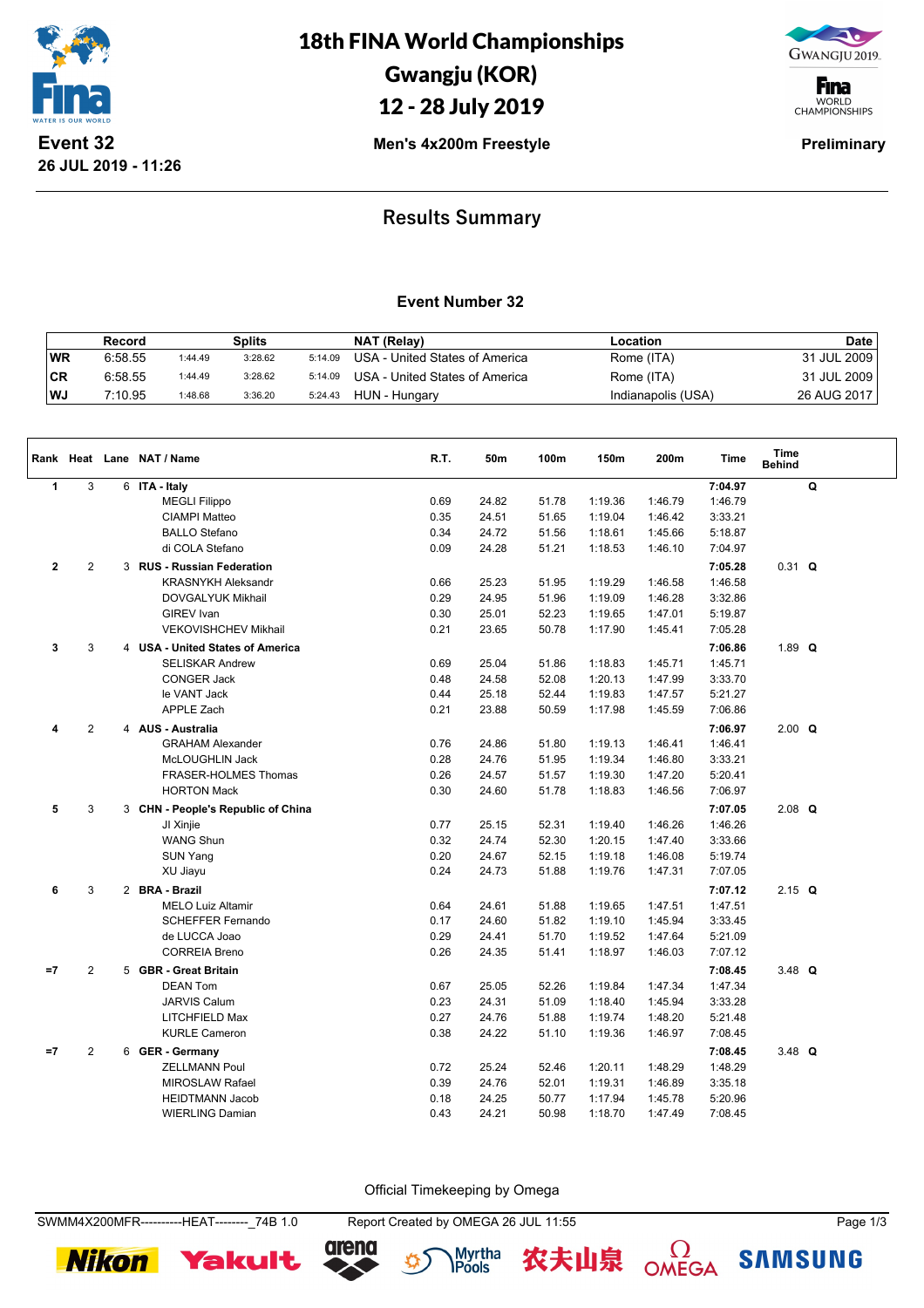# 18th FINA World Championships
# Gwangju (KOR)
# 12 - 28 July 2019

**Event 32**
**26 JUL 2019 - 11:26**

**Men's 4x200m Freestyle**

**Preliminary**

## Results Summary

### Event Number 32

| | Record | Splits | | | NAT (Relay) | Location | Date |
|---|---|---|---|---|---|---|---|
| WR | 6:58.55 | 1:44.49 | 3:28.62 | 5:14.09 | USA - United States of America | Rome (ITA) | 31 JUL 2009 |
| CR | 6:58.55 | 1:44.49 | 3:28.62 | 5:14.09 | USA - United States of America | Rome (ITA) | 31 JUL 2009 |
| WJ | 7:10.95 | 1:48.68 | 3:36.20 | 5:24.43 | HUN - Hungary | Indianapolis (USA) | 26 AUG 2017 |

| Rank | Heat | Lane | NAT / Name | R.T. | 50m | 100m | 150m | 200m | Time | Time Behind | |
|---|---|---|---|---|---|---|---|---|---|---|---|
| 1 | 3 | 6 | **ITA - Italy** | | | | | | **7:04.97** | | **Q** |
| | | | MEGLI Filippo | 0.69 | 24.82 | 51.78 | 1:19.36 | 1:46.79 | 1:46.79 | | |
| | | | CIAMPI Matteo | 0.35 | 24.51 | 51.65 | 1:19.04 | 1:46.42 | 3:33.21 | | |
| | | | BALLO Stefano | 0.34 | 24.72 | 51.56 | 1:18.61 | 1:45.66 | 5:18.87 | | |
| | | | di COLA Stefano | 0.09 | 24.28 | 51.21 | 1:18.53 | 1:46.10 | 7:04.97 | | |
| 2 | 2 | 3 | **RUS - Russian Federation** | | | | | | **7:05.28** | 0.31 | **Q** |
| | | | KRASNYKH Aleksandr | 0.66 | 25.23 | 51.95 | 1:19.29 | 1:46.58 | 1:46.58 | | |
| | | | DOVGALYUK Mikhail | 0.29 | 24.95 | 51.96 | 1:19.09 | 1:46.28 | 3:32.86 | | |
| | | | GIREV Ivan | 0.30 | 25.01 | 52.23 | 1:19.65 | 1:47.01 | 5:19.87 | | |
| | | | VEKOVISHCHEV Mikhail | 0.21 | 23.65 | 50.78 | 1:17.90 | 1:45.41 | 7:05.28 | | |
| 3 | 3 | 4 | **USA - United States of America** | | | | | | **7:06.86** | 1.89 | **Q** |
| | | | SELISKAR Andrew | 0.69 | 25.04 | 51.86 | 1:18.83 | 1:45.71 | 1:45.71 | | |
| | | | CONGER Jack | 0.48 | 24.58 | 52.08 | 1:20.13 | 1:47.99 | 3:33.70 | | |
| | | | le VANT Jack | 0.44 | 25.18 | 52.44 | 1:19.83 | 1:47.57 | 5:21.27 | | |
| | | | APPLE Zach | 0.21 | 23.88 | 50.59 | 1:17.98 | 1:45.59 | 7:06.86 | | |
| 4 | 2 | 4 | **AUS - Australia** | | | | | | **7:06.97** | 2.00 | **Q** |
| | | | GRAHAM Alexander | 0.76 | 24.86 | 51.80 | 1:19.13 | 1:46.41 | 1:46.41 | | |
| | | | McLOUGHLIN Jack | 0.28 | 24.76 | 51.95 | 1:19.34 | 1:46.80 | 3:33.21 | | |
| | | | FRASER-HOLMES Thomas | 0.26 | 24.57 | 51.57 | 1:19.30 | 1:47.20 | 5:20.41 | | |
| | | | HORTON Mack | 0.30 | 24.60 | 51.78 | 1:18.83 | 1:46.56 | 7:06.97 | | |
| 5 | 3 | 3 | **CHN - People's Republic of China** | | | | | | **7:07.05** | 2.08 | **Q** |
| | | | JI Xinjie | 0.77 | 25.15 | 52.31 | 1:19.40 | 1:46.26 | 1:46.26 | | |
| | | | WANG Shun | 0.32 | 24.74 | 52.30 | 1:20.15 | 1:47.40 | 3:33.66 | | |
| | | | SUN Yang | 0.20 | 24.67 | 52.15 | 1:19.18 | 1:46.08 | 5:19.74 | | |
| | | | XU Jiayu | 0.24 | 24.73 | 51.88 | 1:19.76 | 1:47.31 | 7:07.05 | | |
| 6 | 3 | 2 | **BRA - Brazil** | | | | | | **7:07.12** | 2.15 | **Q** |
| | | | MELO Luiz Altamir | 0.64 | 24.61 | 51.88 | 1:19.65 | 1:47.51 | 1:47.51 | | |
| | | | SCHEFFER Fernando | 0.17 | 24.60 | 51.82 | 1:19.10 | 1:45.94 | 3:33.45 | | |
| | | | de LUCCA Joao | 0.29 | 24.41 | 51.70 | 1:19.52 | 1:47.64 | 5:21.09 | | |
| | | | CORREIA Breno | 0.26 | 24.35 | 51.41 | 1:18.97 | 1:46.03 | 7:07.12 | | |
| =7 | 2 | 5 | **GBR - Great Britain** | | | | | | **7:08.45** | 3.48 | **Q** |
| | | | DEAN Tom | 0.67 | 25.05 | 52.26 | 1:19.84 | 1:47.34 | 1:47.34 | | |
| | | | JARVIS Calum | 0.23 | 24.31 | 51.09 | 1:18.40 | 1:45.94 | 3:33.28 | | |
| | | | LITCHFIELD Max | 0.27 | 24.76 | 51.88 | 1:19.74 | 1:48.20 | 5:21.48 | | |
| | | | KURLE Cameron | 0.38 | 24.22 | 51.10 | 1:19.36 | 1:46.97 | 7:08.45 | | |
| =7 | 2 | 6 | **GER - Germany** | | | | | | **7:08.45** | 3.48 | **Q** |
| | | | ZELLMANN Poul | 0.72 | 25.24 | 52.46 | 1:20.11 | 1:48.29 | 1:48.29 | | |
| | | | MIROSLAW Rafael | 0.39 | 24.76 | 52.01 | 1:19.31 | 1:46.89 | 3:35.18 | | |
| | | | HEIDTMANN Jacob | 0.18 | 24.25 | 50.77 | 1:17.94 | 1:45.78 | 5:20.96 | | |
| | | | WIERLING Damian | 0.43 | 24.21 | 50.98 | 1:18.70 | 1:47.49 | 7:08.45 | | |

Official Timekeeping by Omega

SWMM4X200MFR----------HEAT--------_74B 1.0 Report Created by OMEGA 26 JUL 11:55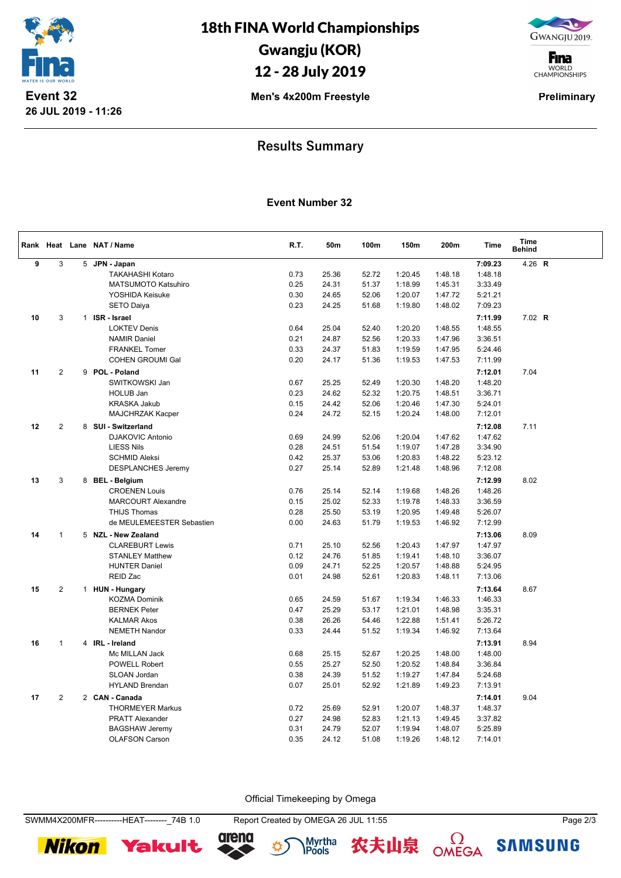# 18th FINA World Championships
# Gwangju (KOR)
# 12 - 28 July 2019

**Event 32**
**26 JUL 2019 - 11:26**

**Men's 4x200m Freestyle**

**Preliminary**

## Results Summary

### Event Number 32

| Rank | Heat | Lane | NAT / Name | R.T. | 50m | 100m | 150m | 200m | Time | Time Behind |
|---|---|---|---|---|---|---|---|---|---|---|
| 9 | 3 | 5 | **JPN - Japan** | | | | | | **7:09.23** | 4.26 **R** |
| | | | TAKAHASHI Kotaro | 0.73 | 25.36 | 52.72 | 1:20.45 | 1:48.18 | 1:48.18 | |
| | | | MATSUMOTO Katsuhiro | 0.25 | 24.31 | 51.37 | 1:18.99 | 1:45.31 | 3:33.49 | |
| | | | YOSHIDA Keisuke | 0.30 | 24.65 | 52.06 | 1:20.07 | 1:47.72 | 5:21.21 | |
| | | | SETO Daiya | 0.23 | 24.25 | 51.68 | 1:19.80 | 1:48.02 | 7:09.23 | |
| 10 | 3 | 1 | **ISR - Israel** | | | | | | **7:11.99** | 7.02 **R** |
| | | | LOKTEV Denis | 0.64 | 25.04 | 52.40 | 1:20.20 | 1:48.55 | 1:48.55 | |
| | | | NAMIR Daniel | 0.21 | 24.87 | 52.56 | 1:20.33 | 1:47.96 | 3:36.51 | |
| | | | FRANKEL Tomer | 0.33 | 24.37 | 51.83 | 1:19.59 | 1:47.95 | 5:24.46 | |
| | | | COHEN GROUMI Gal | 0.20 | 24.17 | 51.36 | 1:19.53 | 1:47.53 | 7:11.99 | |
| 11 | 2 | 9 | **POL - Poland** | | | | | | **7:12.01** | 7.04 |
| | | | SWITKOWSKI Jan | 0.67 | 25.25 | 52.49 | 1:20.30 | 1:48.20 | 1:48.20 | |
| | | | HOLUB Jan | 0.23 | 24.62 | 52.32 | 1:20.75 | 1:48.51 | 3:36.71 | |
| | | | KRASKA Jakub | 0.15 | 24.42 | 52.06 | 1:20.46 | 1:47.30 | 5:24.01 | |
| | | | MAJCHRZAK Kacper | 0.24 | 24.72 | 52.15 | 1:20.24 | 1:48.00 | 7:12.01 | |
| 12 | 2 | 8 | **SUI - Switzerland** | | | | | | **7:12.08** | 7.11 |
| | | | DJAKOVIC Antonio | 0.69 | 24.99 | 52.06 | 1:20.04 | 1:47.62 | 1:47.62 | |
| | | | LIESS Nils | 0.28 | 24.51 | 51.54 | 1:19.07 | 1:47.28 | 3:34.90 | |
| | | | SCHMID Aleksi | 0.42 | 25.37 | 53.06 | 1:20.83 | 1:48.22 | 5:23.12 | |
| | | | DESPLANCHES Jeremy | 0.27 | 25.14 | 52.89 | 1:21.48 | 1:48.96 | 7:12.08 | |
| 13 | 3 | 8 | **BEL - Belgium** | | | | | | **7:12.99** | 8.02 |
| | | | CROENEN Louis | 0.76 | 25.14 | 52.14 | 1:19.68 | 1:48.26 | 1:48.26 | |
| | | | MARCOURT Alexandre | 0.15 | 25.02 | 52.33 | 1:19.78 | 1:48.33 | 3:36.59 | |
| | | | THIJS Thomas | 0.28 | 25.50 | 53.19 | 1:20.95 | 1:49.48 | 5:26.07 | |
| | | | de MEULEMEESTER Sebastien | 0.00 | 24.63 | 51.79 | 1:19.53 | 1:46.92 | 7:12.99 | |
| 14 | 1 | 5 | **NZL - New Zealand** | | | | | | **7:13.06** | 8.09 |
| | | | CLAREBURT Lewis | 0.71 | 25.10 | 52.56 | 1:20.43 | 1:47.97 | 1:47.97 | |
| | | | STANLEY Matthew | 0.12 | 24.76 | 51.85 | 1:19.41 | 1:48.10 | 3:36.07 | |
| | | | HUNTER Daniel | 0.09 | 24.71 | 52.25 | 1:20.57 | 1:48.88 | 5:24.95 | |
| | | | REID Zac | 0.01 | 24.98 | 52.61 | 1:20.83 | 1:48.11 | 7:13.06 | |
| 15 | 2 | 1 | **HUN - Hungary** | | | | | | **7:13.64** | 8.67 |
| | | | KOZMA Dominik | 0.65 | 24.59 | 51.67 | 1:19.34 | 1:46.33 | 1:46.33 | |
| | | | BERNEK Peter | 0.47 | 25.29 | 53.17 | 1:21.01 | 1:48.98 | 3:35.31 | |
| | | | KALMAR Akos | 0.38 | 26.26 | 54.46 | 1:22.88 | 1:51.41 | 5:26.72 | |
| | | | NEMETH Nandor | 0.33 | 24.44 | 51.52 | 1:19.34 | 1:46.92 | 7:13.64 | |
| 16 | 1 | 4 | **IRL - Ireland** | | | | | | **7:13.91** | 8.94 |
| | | | Mc MILLAN Jack | 0.68 | 25.15 | 52.67 | 1:20.25 | 1:48.00 | 1:48.00 | |
| | | | POWELL Robert | 0.55 | 25.27 | 52.50 | 1:20.52 | 1:48.84 | 3:36.84 | |
| | | | SLOAN Jordan | 0.38 | 24.39 | 51.52 | 1:19.27 | 1:47.84 | 5:24.68 | |
| | | | HYLAND Brendan | 0.07 | 25.01 | 52.92 | 1:21.89 | 1:49.23 | 7:13.91 | |
| 17 | 2 | 2 | **CAN - Canada** | | | | | | **7:14.01** | 9.04 |
| | | | THORMEYER Markus | 0.72 | 25.69 | 52.91 | 1:20.07 | 1:48.37 | 1:48.37 | |
| | | | PRATT Alexander | 0.27 | 24.98 | 52.83 | 1:21.13 | 1:49.45 | 3:37.82 | |
| | | | BAGSHAW Jeremy | 0.31 | 24.79 | 52.07 | 1:19.94 | 1:48.07 | 5:25.89 | |
| | | | OLAFSON Carson | 0.35 | 24.12 | 51.08 | 1:19.26 | 1:48.12 | 7:14.01 | |

Official Timekeeping by Omega

SWMM4X200MFR----------HEAT--------_74B 1.0 Report Created by OMEGA 26 JUL 11:55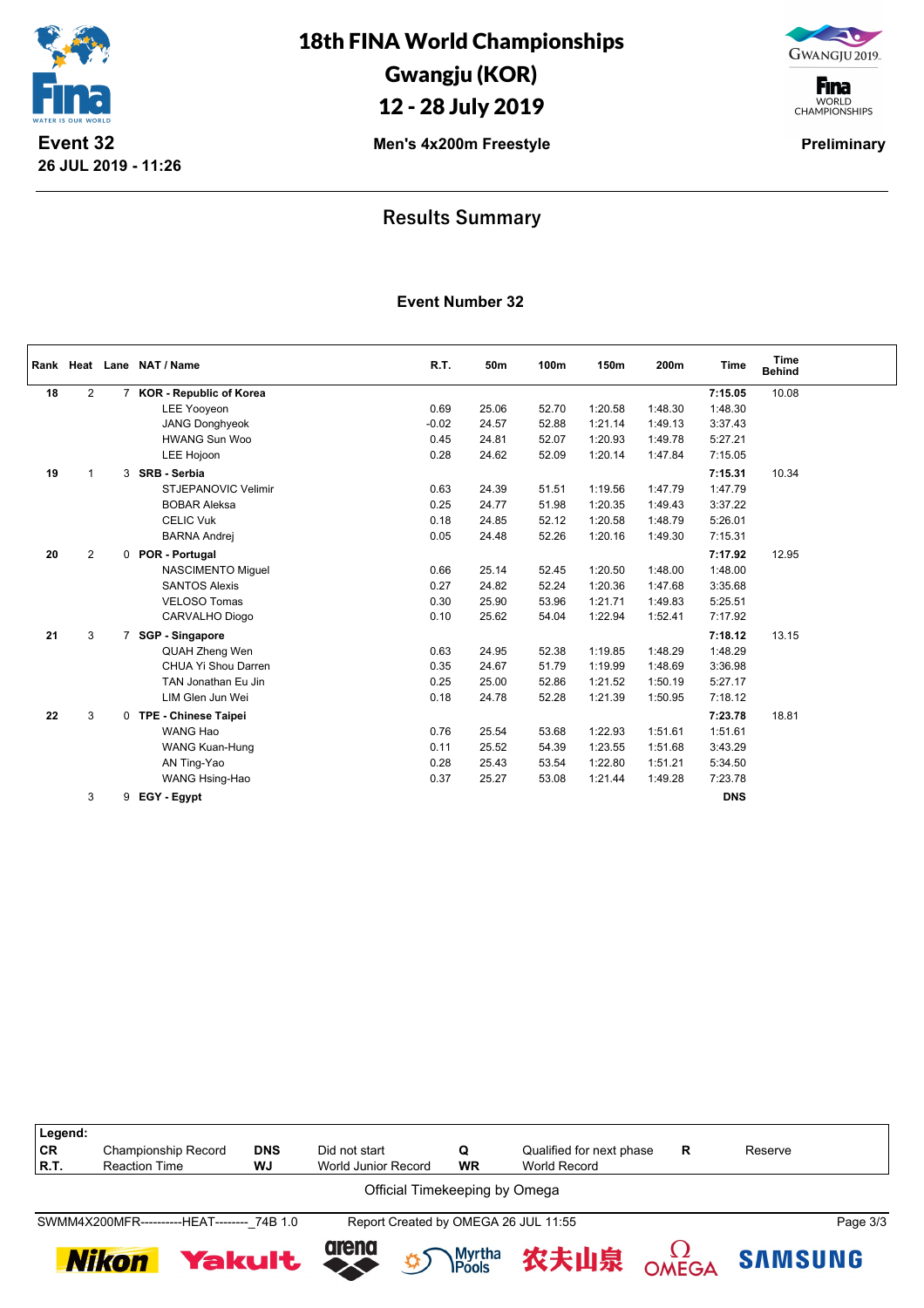# 18th FINA World Championships
# Gwangju (KOR)
# 12 - 28 July 2019

**Event 32**
**26 JUL 2019 - 11:26**

**Men's 4x200m Freestyle**

**Preliminary**

## Results Summary

### Event Number 32

| Rank | Heat | Lane | NAT / Name | R.T. | 50m | 100m | 150m | 200m | Time | Time Behind |
|---|---|---|---|---|---|---|---|---|---|---|
| **18** | 2 | 7 | **KOR - Republic of Korea** | | | | | | **7:15.05** | 10.08 |
| | | | LEE Yooyeon | 0.69 | 25.06 | 52.70 | 1:20.58 | 1:48.30 | 1:48.30 | |
| | | | JANG Donghyeok | -0.02 | 24.57 | 52.88 | 1:21.14 | 1:49.13 | 3:37.43 | |
| | | | HWANG Sun Woo | 0.45 | 24.81 | 52.07 | 1:20.93 | 1:49.78 | 5:27.21 | |
| | | | LEE Hojoon | 0.28 | 24.62 | 52.09 | 1:20.14 | 1:47.84 | 7:15.05 | |
| **19** | 1 | 3 | **SRB - Serbia** | | | | | | **7:15.31** | 10.34 |
| | | | STJEPANOVIC Velimir | 0.63 | 24.39 | 51.51 | 1:19.56 | 1:47.79 | 1:47.79 | |
| | | | BOBAR Aleksa | 0.25 | 24.77 | 51.98 | 1:20.35 | 1:49.43 | 3:37.22 | |
| | | | CELIC Vuk | 0.18 | 24.85 | 52.12 | 1:20.58 | 1:48.79 | 5:26.01 | |
| | | | BARNA Andrej | 0.05 | 24.48 | 52.26 | 1:20.16 | 1:49.30 | 7:15.31 | |
| **20** | 2 | 0 | **POR - Portugal** | | | | | | **7:17.92** | 12.95 |
| | | | NASCIMENTO Miguel | 0.66 | 25.14 | 52.45 | 1:20.50 | 1:48.00 | 1:48.00 | |
| | | | SANTOS Alexis | 0.27 | 24.82 | 52.24 | 1:20.36 | 1:47.68 | 3:35.68 | |
| | | | VELOSO Tomas | 0.30 | 25.90 | 53.96 | 1:21.71 | 1:49.83 | 5:25.51 | |
| | | | CARVALHO Diogo | 0.10 | 25.62 | 54.04 | 1:22.94 | 1:52.41 | 7:17.92 | |
| **21** | 3 | 7 | **SGP - Singapore** | | | | | | **7:18.12** | 13.15 |
| | | | QUAH Zheng Wen | 0.63 | 24.95 | 52.38 | 1:19.85 | 1:48.29 | 1:48.29 | |
| | | | CHUA Yi Shou Darren | 0.35 | 24.67 | 51.79 | 1:19.99 | 1:48.69 | 3:36.98 | |
| | | | TAN Jonathan Eu Jin | 0.25 | 25.00 | 52.86 | 1:21.52 | 1:50.19 | 5:27.17 | |
| | | | LIM Glen Jun Wei | 0.18 | 24.78 | 52.28 | 1:21.39 | 1:50.95 | 7:18.12 | |
| **22** | 3 | 0 | **TPE - Chinese Taipei** | | | | | | **7:23.78** | 18.81 |
| | | | WANG Hao | 0.76 | 25.54 | 53.68 | 1:22.93 | 1:51.61 | 1:51.61 | |
| | | | WANG Kuan-Hung | 0.11 | 25.52 | 54.39 | 1:23.55 | 1:51.68 | 3:43.29 | |
| | | | AN Ting-Yao | 0.28 | 25.43 | 53.54 | 1:22.80 | 1:51.21 | 5:34.50 | |
| | | | WANG Hsing-Hao | 0.37 | 25.27 | 53.08 | 1:21.44 | 1:49.28 | 7:23.78 | |
| | 3 | 9 | **EGY - Egypt** | | | | | | **DNS** | |

**Legend:**

| | | | | | | | |
|---|---|---|---|---|---|---|---|
| **CR** | Championship Record | **DNS** | Did not start | **Q** | Qualified for next phase | **R** | Reserve |
| **R.T.** | Reaction Time | **WJ** | World Junior Record | **WR** | World Record | | |

Official Timekeeping by Omega

SWMM4X200MFR----------HEAT--------_74B 1.0 Report Created by OMEGA 26 JUL 11:55